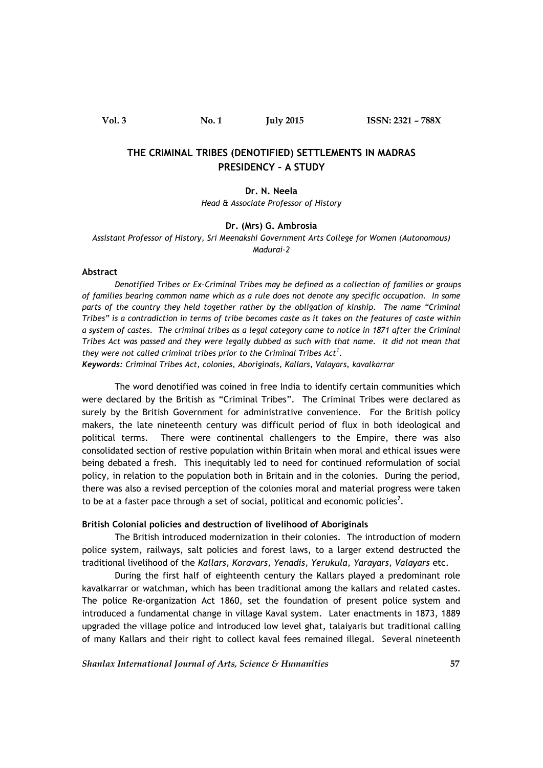# THE CRIMINAL TRIBES (DENOTIFIED) SETTLEMENTS IN MADRAS PRESIDENCY – A STUDY

**Dr. N. Neela**

*Head & Associate Professor of History*

**Dr. (Mrs) G. Ambrosia**

*Assistant Professor of History, Sri Meenakshi Government Arts College for Women (Autonomous) Madurai-2*

### Abstract

*Denotified Tribes or Ex-Criminal Tribes may be defined as a collection of families or groups of families bearing common name which as a rule does not denote any specific occupation. In some parts of the country they held together rather by the obligation of kinship. The name "Criminal Tribes" is a contradiction in terms of tribe becomes caste as it takes on the features of caste within a system of castes. The criminal tribes as a legal category came to notice in 1871 after the Criminal Tribes Act was passed and they were legally dubbed as such with that name. It did not mean that they were not called criminal tribes prior to the Criminal Tribes Act*[1]*.*

***Keywords:*** *Criminal Tribes Act, colonies, Aboriginals, Kallars, Valayars, kavalkarrar*

The word denotified was coined in free India to identify certain communities which were declared by the British as "Criminal Tribes". The Criminal Tribes were declared as surely by the British Government for administrative convenience. For the British policy makers, the late nineteenth century was difficult period of flux in both ideological and political terms. There were continental challengers to the Empire, there was also consolidated section of restive population within Britain when moral and ethical issues were being debated a fresh. This inequitably led to need for continued reformulation of social policy, in relation to the population both in Britain and in the colonies. During the period, there was also a revised perception of the colonies moral and material progress were taken to be at a faster pace through a set of social, political and economic policies[2].

### British Colonial policies and destruction of livelihood of Aboriginals

The British introduced modernization in their colonies. The introduction of modern police system, railways, salt policies and forest laws, to a larger extend destructed the traditional livelihood of the *Kallars, Koravars, Yenadis, Yerukula, Yarayars, Valayars* etc.

During the first half of eighteenth century the Kallars played a predominant role kavalkarrar or watchman, which has been traditional among the kallars and related castes. The police Re-organization Act 1860, set the foundation of present police system and introduced a fundamental change in village Kaval system. Later enactments in 1873, 1889 upgraded the village police and introduced low level ghat, talaiyaris but traditional calling of many Kallars and their right to collect kaval fees remained illegal. Several nineteenth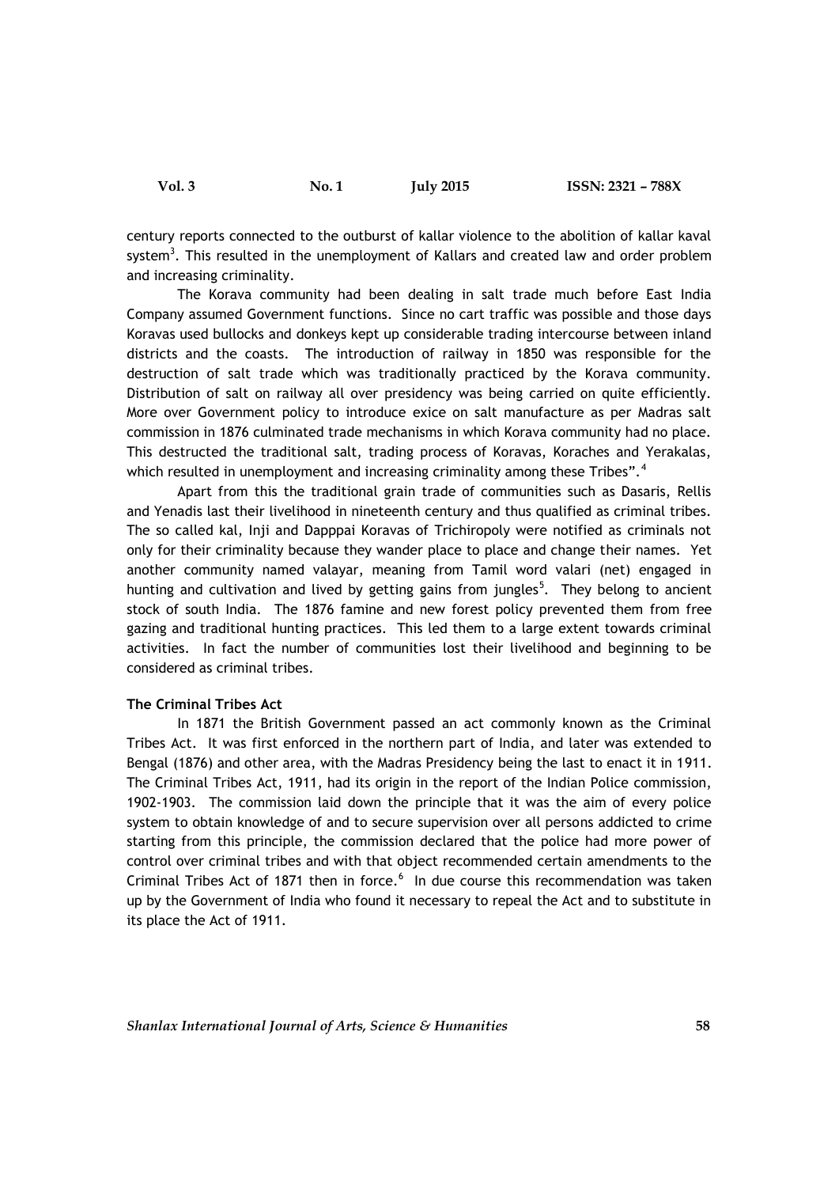century reports connected to the outburst of kallar violence to the abolition of kallar kaval system[3]. This resulted in the unemployment of Kallars and created law and order problem and increasing criminality.

The Korava community had been dealing in salt trade much before East India Company assumed Government functions. Since no cart traffic was possible and those days Koravas used bullocks and donkeys kept up considerable trading intercourse between inland districts and the coasts. The introduction of railway in 1850 was responsible for the destruction of salt trade which was traditionally practiced by the Korava community. Distribution of salt on railway all over presidency was being carried on quite efficiently. More over Government policy to introduce exice on salt manufacture as per Madras salt commission in 1876 culminated trade mechanisms in which Korava community had no place. This destructed the traditional salt, trading process of Koravas, Koraches and Yerakalas, which resulted in unemployment and increasing criminality among these Tribes".[4]

Apart from this the traditional grain trade of communities such as Dasaris, Rellis and Yenadis last their livelihood in nineteenth century and thus qualified as criminal tribes. The so called kal, Inji and Dapppai Koravas of Trichiropoly were notified as criminals not only for their criminality because they wander place to place and change their names. Yet another community named valayar, meaning from Tamil word valari (net) engaged in hunting and cultivation and lived by getting gains from jungles[5]. They belong to ancient stock of south India. The 1876 famine and new forest policy prevented them from free gazing and traditional hunting practices. This led them to a large extent towards criminal activities. In fact the number of communities lost their livelihood and beginning to be considered as criminal tribes.

### The Criminal Tribes Act

In 1871 the British Government passed an act commonly known as the Criminal Tribes Act. It was first enforced in the northern part of India, and later was extended to Bengal (1876) and other area, with the Madras Presidency being the last to enact it in 1911. The Criminal Tribes Act, 1911, had its origin in the report of the Indian Police commission, 1902-1903. The commission laid down the principle that it was the aim of every police system to obtain knowledge of and to secure supervision over all persons addicted to crime starting from this principle, the commission declared that the police had more power of control over criminal tribes and with that object recommended certain amendments to the Criminal Tribes Act of 1871 then in force.[6] In due course this recommendation was taken up by the Government of India who found it necessary to repeal the Act and to substitute in its place the Act of 1911.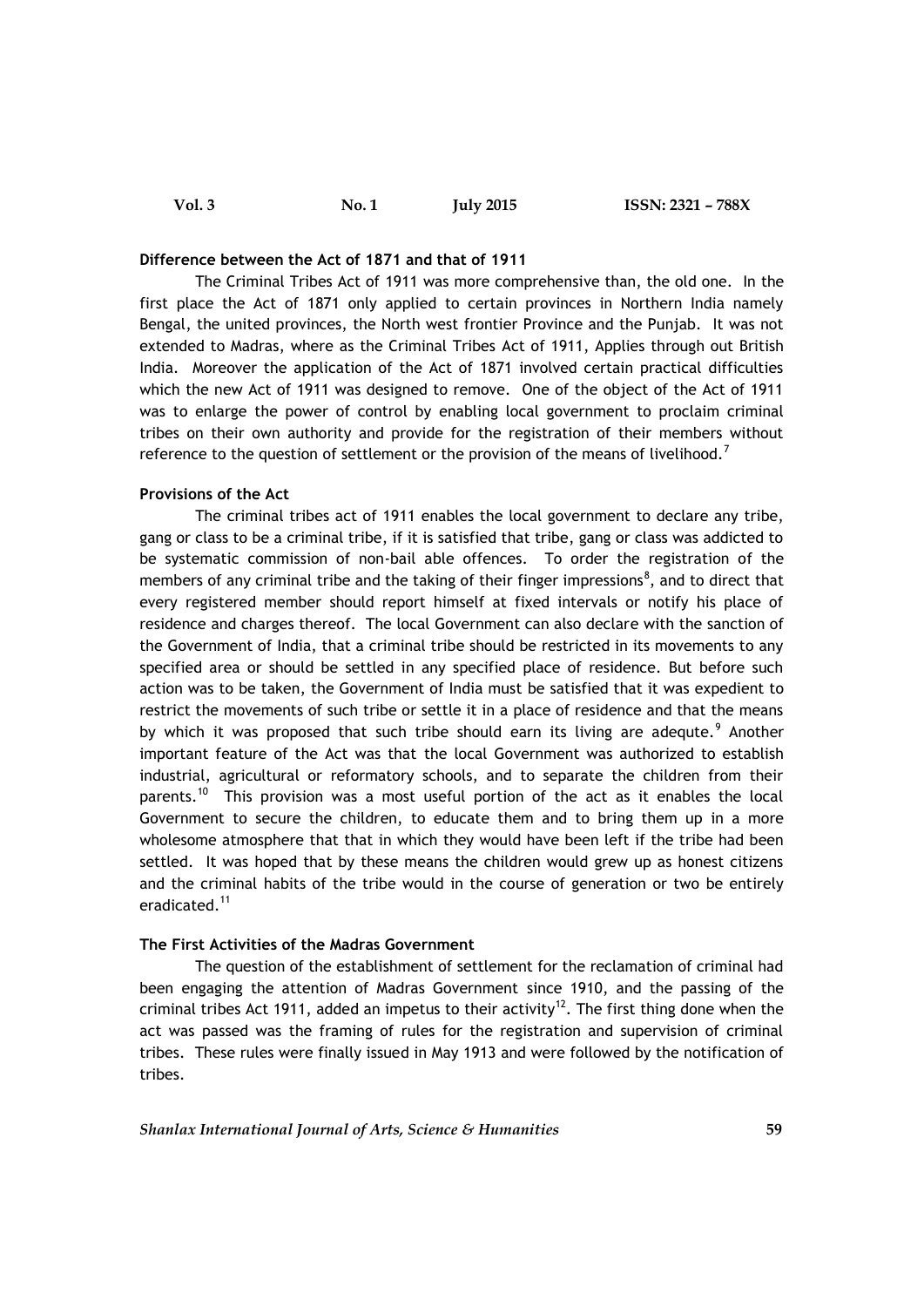**Difference between the Act of 1871 and that of 1911**

The Criminal Tribes Act of 1911 was more comprehensive than, the old one. In the first place the Act of 1871 only applied to certain provinces in Northern India namely Bengal, the united provinces, the North west frontier Province and the Punjab. It was not extended to Madras, where as the Criminal Tribes Act of 1911, Applies through out British India. Moreover the application of the Act of 1871 involved certain practical difficulties which the new Act of 1911 was designed to remove. One of the object of the Act of 1911 was to enlarge the power of control by enabling local government to proclaim criminal tribes on their own authority and provide for the registration of their members without reference to the question of settlement or the provision of the means of livelihood.[7]

**Provisions of the Act**

The criminal tribes act of 1911 enables the local government to declare any tribe, gang or class to be a criminal tribe, if it is satisfied that tribe, gang or class was addicted to be systematic commission of non-bail able offences. To order the registration of the members of any criminal tribe and the taking of their finger impressions[8], and to direct that every registered member should report himself at fixed intervals or notify his place of residence and charges thereof. The local Government can also declare with the sanction of the Government of India, that a criminal tribe should be restricted in its movements to any specified area or should be settled in any specified place of residence. But before such action was to be taken, the Government of India must be satisfied that it was expedient to restrict the movements of such tribe or settle it in a place of residence and that the means by which it was proposed that such tribe should earn its living are adequte.[9] Another important feature of the Act was that the local Government was authorized to establish industrial, agricultural or reformatory schools, and to separate the children from their parents.[10] This provision was a most useful portion of the act as it enables the local Government to secure the children, to educate them and to bring them up in a more wholesome atmosphere that that in which they would have been left if the tribe had been settled. It was hoped that by these means the children would grew up as honest citizens and the criminal habits of the tribe would in the course of generation or two be entirely eradicated.[11]

**The First Activities of the Madras Government**

The question of the establishment of settlement for the reclamation of criminal had been engaging the attention of Madras Government since 1910, and the passing of the criminal tribes Act 1911, added an impetus to their activity[12]. The first thing done when the act was passed was the framing of rules for the registration and supervision of criminal tribes. These rules were finally issued in May 1913 and were followed by the notification of tribes.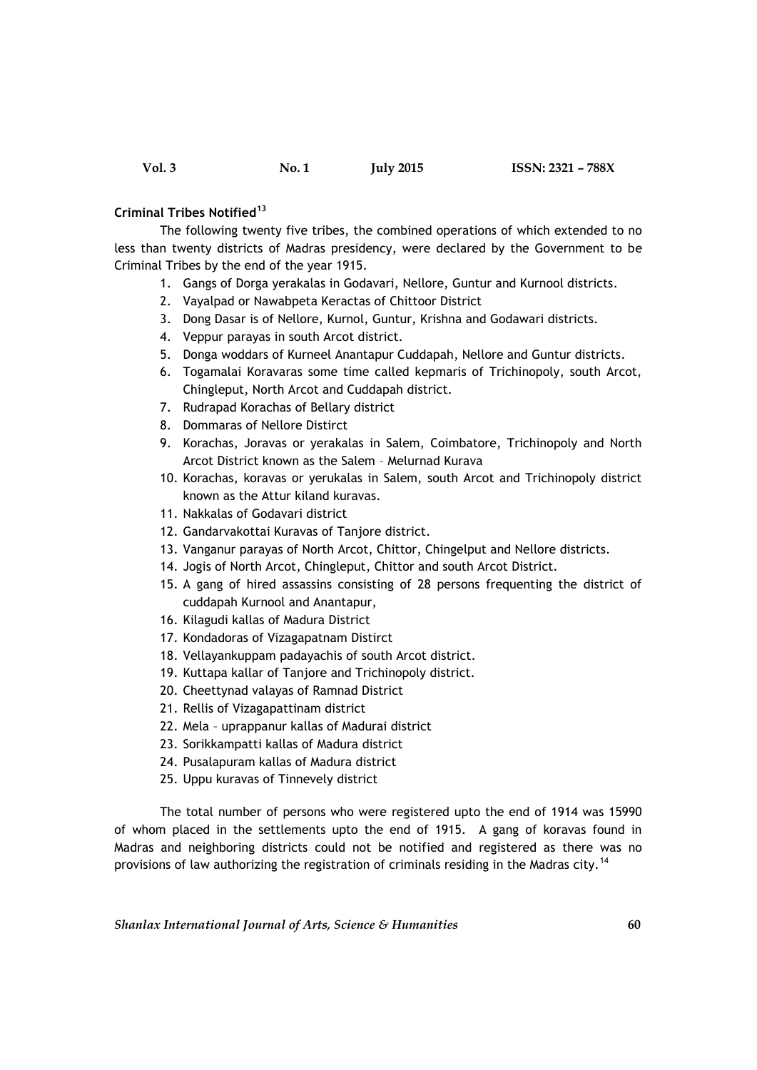**Criminal Tribes Notified**[13]

The following twenty five tribes, the combined operations of which extended to no less than twenty districts of Madras presidency, were declared by the Government to be Criminal Tribes by the end of the year 1915.

1. Gangs of Dorga yerakalas in Godavari, Nellore, Guntur and Kurnool districts.
2. Vayalpad or Nawabpeta Keractas of Chittoor District
3. Dong Dasar is of Nellore, Kurnol, Guntur, Krishna and Godawari districts.
4. Veppur parayas in south Arcot district.
5. Donga woddars of Kurneel Anantapur Cuddapah, Nellore and Guntur districts.
6. Togamalai Koravaras some time called kepmaris of Trichinopoly, south Arcot, Chingleput, North Arcot and Cuddapah district.
7. Rudrapad Korachas of Bellary district
8. Dommaras of Nellore Distirct
9. Korachas, Joravas or yerakalas in Salem, Coimbatore, Trichinopoly and North Arcot District known as the Salem – Melurnad Kurava
10. Korachas, koravas or yerukalas in Salem, south Arcot and Trichinopoly district known as the Attur kiland kuravas.
11. Nakkalas of Godavari district
12. Gandarvakottai Kuravas of Tanjore district.
13. Vanganur parayas of North Arcot, Chittor, Chingelput and Nellore districts.
14. Jogis of North Arcot, Chingleput, Chittor and south Arcot District.
15. A gang of hired assassins consisting of 28 persons frequenting the district of cuddapah Kurnool and Anantapur,
16. Kilagudi kallas of Madura District
17. Kondadoras of Vizagapatnam Distirct
18. Vellayankuppam padayachis of south Arcot district.
19. Kuttapa kallar of Tanjore and Trichinopoly district.
20. Cheettynad valayas of Ramnad District
21. Rellis of Vizagapattinam district
22. Mela – uprappanur kallas of Madurai district
23. Sorikkampatti kallas of Madura district
24. Pusalapuram kallas of Madura district
25. Uppu kuravas of Tinnevely district

The total number of persons who were registered upto the end of 1914 was 15990 of whom placed in the settlements upto the end of 1915. A gang of koravas found in Madras and neighboring districts could not be notified and registered as there was no provisions of law authorizing the registration of criminals residing in the Madras city.[14]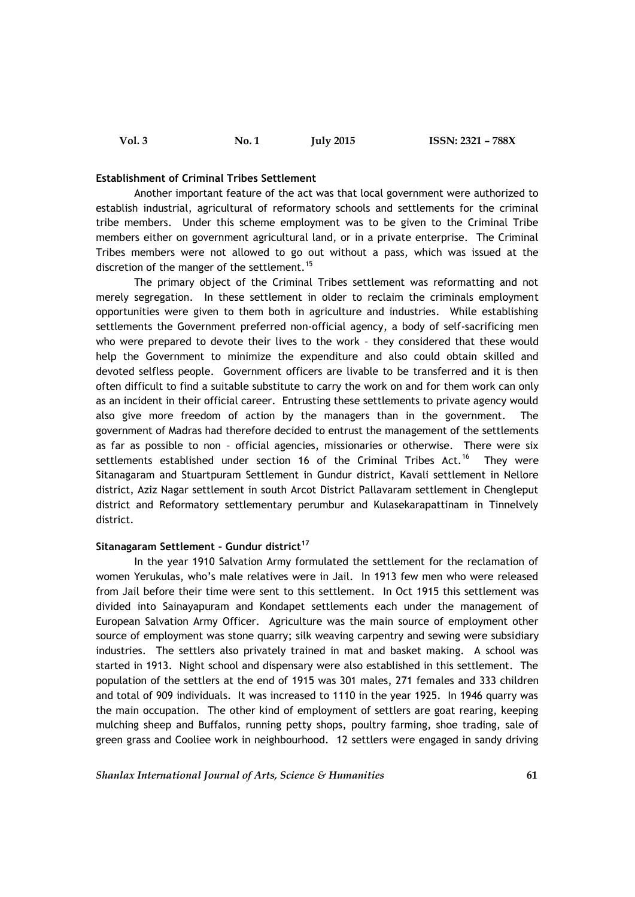### Establishment of Criminal Tribes Settlement

Another important feature of the act was that local government were authorized to establish industrial, agricultural of reformatory schools and settlements for the criminal tribe members. Under this scheme employment was to be given to the Criminal Tribe members either on government agricultural land, or in a private enterprise. The Criminal Tribes members were not allowed to go out without a pass, which was issued at the discretion of the manger of the settlement.[15]

The primary object of the Criminal Tribes settlement was reformatting and not merely segregation. In these settlement in older to reclaim the criminals employment opportunities were given to them both in agriculture and industries. While establishing settlements the Government preferred non-official agency, a body of self-sacrificing men who were prepared to devote their lives to the work – they considered that these would help the Government to minimize the expenditure and also could obtain skilled and devoted selfless people. Government officers are livable to be transferred and it is then often difficult to find a suitable substitute to carry the work on and for them work can only as an incident in their official career. Entrusting these settlements to private agency would also give more freedom of action by the managers than in the government. The government of Madras had therefore decided to entrust the management of the settlements as far as possible to non – official agencies, missionaries or otherwise. There were six settlements established under section 16 of the Criminal Tribes Act.[16] They were Sitanagaram and Stuartpuram Settlement in Gundur district, Kavali settlement in Nellore district, Aziz Nagar settlement in south Arcot District Pallavaram settlement in Chengleput district and Reformatory settlementary perumbur and Kulasekarapattinam in Tinnelvely district.

### Sitanagaram Settlement – Gundur district[17]

In the year 1910 Salvation Army formulated the settlement for the reclamation of women Yerukulas, who's male relatives were in Jail. In 1913 few men who were released from Jail before their time were sent to this settlement. In Oct 1915 this settlement was divided into Sainayapuram and Kondapet settlements each under the management of European Salvation Army Officer. Agriculture was the main source of employment other source of employment was stone quarry; silk weaving carpentry and sewing were subsidiary industries. The settlers also privately trained in mat and basket making. A school was started in 1913. Night school and dispensary were also established in this settlement. The population of the settlers at the end of 1915 was 301 males, 271 females and 333 children and total of 909 individuals. It was increased to 1110 in the year 1925. In 1946 quarry was the main occupation. The other kind of employment of settlers are goat rearing, keeping mulching sheep and Buffalos, running petty shops, poultry farming, shoe trading, sale of green grass and Cooliee work in neighbourhood. 12 settlers were engaged in sandy driving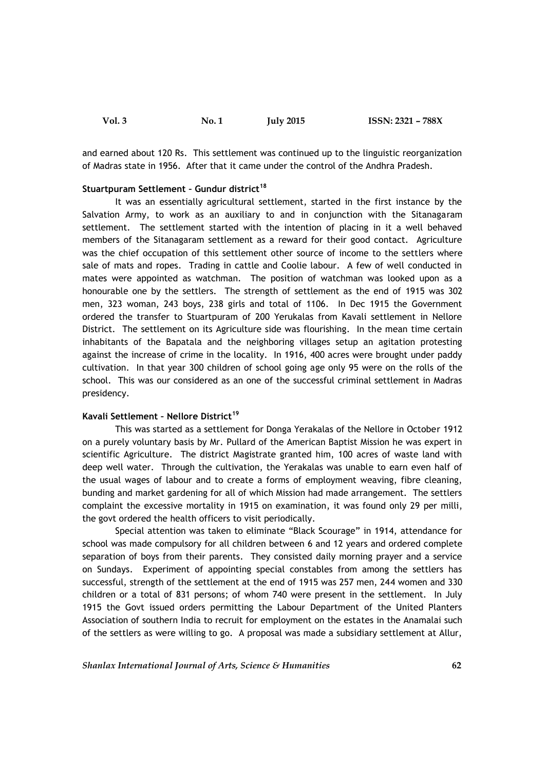and earned about 120 Rs. This settlement was continued up to the linguistic reorganization of Madras state in 1956. After that it came under the control of the Andhra Pradesh.

**Stuartpuram Settlement – Gundur district[18]**

It was an essentially agricultural settlement, started in the first instance by the Salvation Army, to work as an auxiliary to and in conjunction with the Sitanagaram settlement. The settlement started with the intention of placing in it a well behaved members of the Sitanagaram settlement as a reward for their good contact. Agriculture was the chief occupation of this settlement other source of income to the settlers where sale of mats and ropes. Trading in cattle and Coolie labour. A few of well conducted in mates were appointed as watchman. The position of watchman was looked upon as a honourable one by the settlers. The strength of settlement as the end of 1915 was 302 men, 323 woman, 243 boys, 238 girls and total of 1106. In Dec 1915 the Government ordered the transfer to Stuartpuram of 200 Yerukalas from Kavali settlement in Nellore District. The settlement on its Agriculture side was flourishing. In the mean time certain inhabitants of the Bapatala and the neighboring villages setup an agitation protesting against the increase of crime in the locality. In 1916, 400 acres were brought under paddy cultivation. In that year 300 children of school going age only 95 were on the rolls of the school. This was our considered as an one of the successful criminal settlement in Madras presidency.

**Kavali Settlement – Nellore District[19]**

This was started as a settlement for Donga Yerakalas of the Nellore in October 1912 on a purely voluntary basis by Mr. Pullard of the American Baptist Mission he was expert in scientific Agriculture. The district Magistrate granted him, 100 acres of waste land with deep well water. Through the cultivation, the Yerakalas was unable to earn even half of the usual wages of labour and to create a forms of employment weaving, fibre cleaning, bunding and market gardening for all of which Mission had made arrangement. The settlers complaint the excessive mortality in 1915 on examination, it was found only 29 per milli, the govt ordered the health officers to visit periodically.

Special attention was taken to eliminate "Black Scourage" in 1914, attendance for school was made compulsory for all children between 6 and 12 years and ordered complete separation of boys from their parents. They consisted daily morning prayer and a service on Sundays. Experiment of appointing special constables from among the settlers has successful, strength of the settlement at the end of 1915 was 257 men, 244 women and 330 children or a total of 831 persons; of whom 740 were present in the settlement. In July 1915 the Govt issued orders permitting the Labour Department of the United Planters Association of southern India to recruit for employment on the estates in the Anamalai such of the settlers as were willing to go. A proposal was made a subsidiary settlement at Allur,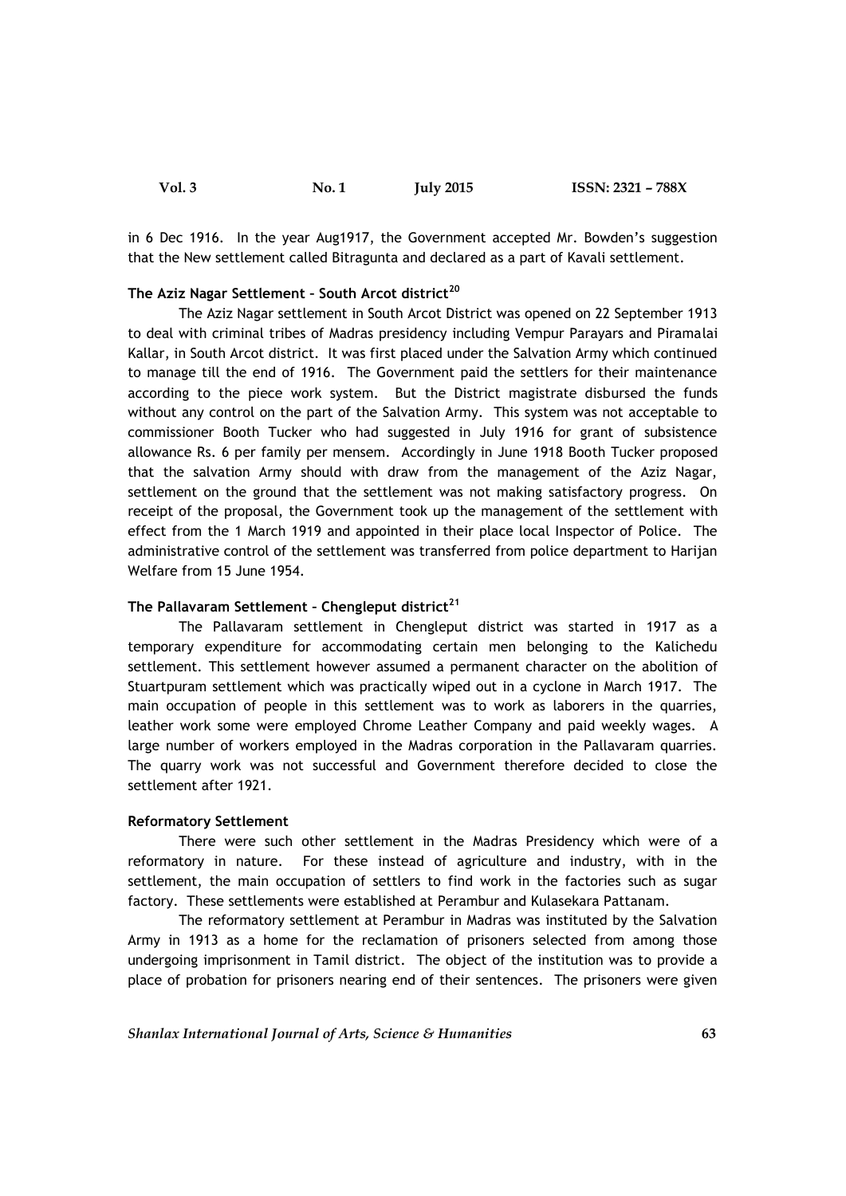in 6 Dec 1916. In the year Aug1917, the Government accepted Mr. Bowden's suggestion that the New settlement called Bitragunta and declared as a part of Kavali settlement.

### The Aziz Nagar Settlement – South Arcot district[20]

The Aziz Nagar settlement in South Arcot District was opened on 22 September 1913 to deal with criminal tribes of Madras presidency including Vempur Parayars and Piramalai Kallar, in South Arcot district. It was first placed under the Salvation Army which continued to manage till the end of 1916. The Government paid the settlers for their maintenance according to the piece work system. But the District magistrate disbursed the funds without any control on the part of the Salvation Army. This system was not acceptable to commissioner Booth Tucker who had suggested in July 1916 for grant of subsistence allowance Rs. 6 per family per mensem. Accordingly in June 1918 Booth Tucker proposed that the salvation Army should with draw from the management of the Aziz Nagar, settlement on the ground that the settlement was not making satisfactory progress. On receipt of the proposal, the Government took up the management of the settlement with effect from the 1 March 1919 and appointed in their place local Inspector of Police. The administrative control of the settlement was transferred from police department to Harijan Welfare from 15 June 1954.

### The Pallavaram Settlement – Chengleput district[21]

The Pallavaram settlement in Chengleput district was started in 1917 as a temporary expenditure for accommodating certain men belonging to the Kalichedu settlement. This settlement however assumed a permanent character on the abolition of Stuartpuram settlement which was practically wiped out in a cyclone in March 1917. The main occupation of people in this settlement was to work as laborers in the quarries, leather work some were employed Chrome Leather Company and paid weekly wages. A large number of workers employed in the Madras corporation in the Pallavaram quarries. The quarry work was not successful and Government therefore decided to close the settlement after 1921.

### Reformatory Settlement

There were such other settlement in the Madras Presidency which were of a reformatory in nature. For these instead of agriculture and industry, with in the settlement, the main occupation of settlers to find work in the factories such as sugar factory. These settlements were established at Perambur and Kulasekara Pattanam.

The reformatory settlement at Perambur in Madras was instituted by the Salvation Army in 1913 as a home for the reclamation of prisoners selected from among those undergoing imprisonment in Tamil district. The object of the institution was to provide a place of probation for prisoners nearing end of their sentences. The prisoners were given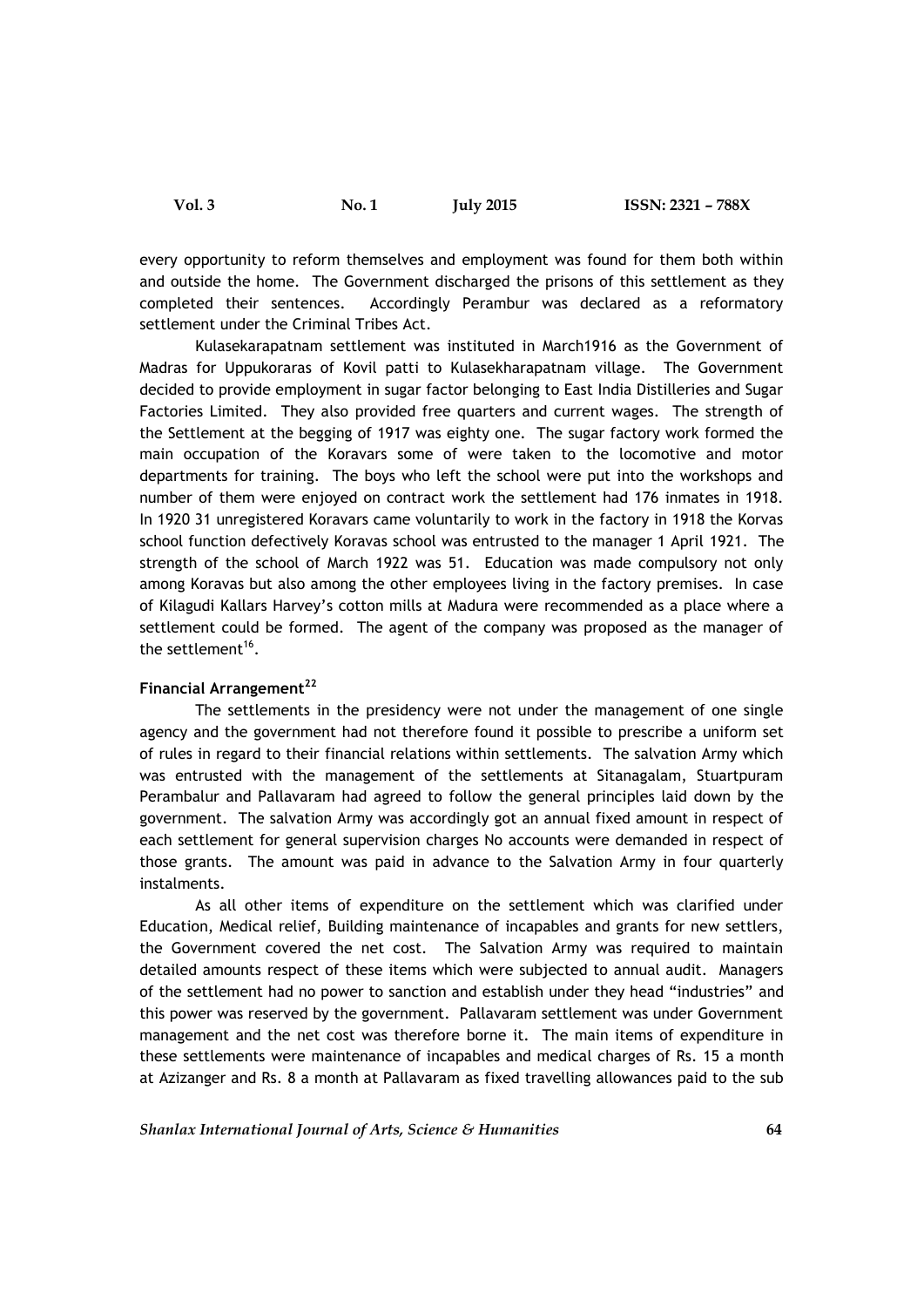every opportunity to reform themselves and employment was found for them both within and outside the home. The Government discharged the prisons of this settlement as they completed their sentences. Accordingly Perambur was declared as a reformatory settlement under the Criminal Tribes Act.

Kulasekarapatnam settlement was instituted in March1916 as the Government of Madras for Uppukoraras of Kovil patti to Kulasekharapatnam village. The Government decided to provide employment in sugar factor belonging to East India Distilleries and Sugar Factories Limited. They also provided free quarters and current wages. The strength of the Settlement at the begging of 1917 was eighty one. The sugar factory work formed the main occupation of the Koravars some of were taken to the locomotive and motor departments for training. The boys who left the school were put into the workshops and number of them were enjoyed on contract work the settlement had 176 inmates in 1918. In 1920 31 unregistered Koravars came voluntarily to work in the factory in 1918 the Korvas school function defectively Koravas school was entrusted to the manager 1 April 1921. The strength of the school of March 1922 was 51. Education was made compulsory not only among Koravas but also among the other employees living in the factory premises. In case of Kilagudi Kallars Harvey's cotton mills at Madura were recommended as a place where a settlement could be formed. The agent of the company was proposed as the manager of the settlement[16].

**Financial Arrangement[22]**

The settlements in the presidency were not under the management of one single agency and the government had not therefore found it possible to prescribe a uniform set of rules in regard to their financial relations within settlements. The salvation Army which was entrusted with the management of the settlements at Sitanagalam, Stuartpuram Perambalur and Pallavaram had agreed to follow the general principles laid down by the government. The salvation Army was accordingly got an annual fixed amount in respect of each settlement for general supervision charges No accounts were demanded in respect of those grants. The amount was paid in advance to the Salvation Army in four quarterly instalments.

As all other items of expenditure on the settlement which was clarified under Education, Medical relief, Building maintenance of incapables and grants for new settlers, the Government covered the net cost. The Salvation Army was required to maintain detailed amounts respect of these items which were subjected to annual audit. Managers of the settlement had no power to sanction and establish under they head "industries" and this power was reserved by the government. Pallavaram settlement was under Government management and the net cost was therefore borne it. The main items of expenditure in these settlements were maintenance of incapables and medical charges of Rs. 15 a month at Azizanger and Rs. 8 a month at Pallavaram as fixed travelling allowances paid to the sub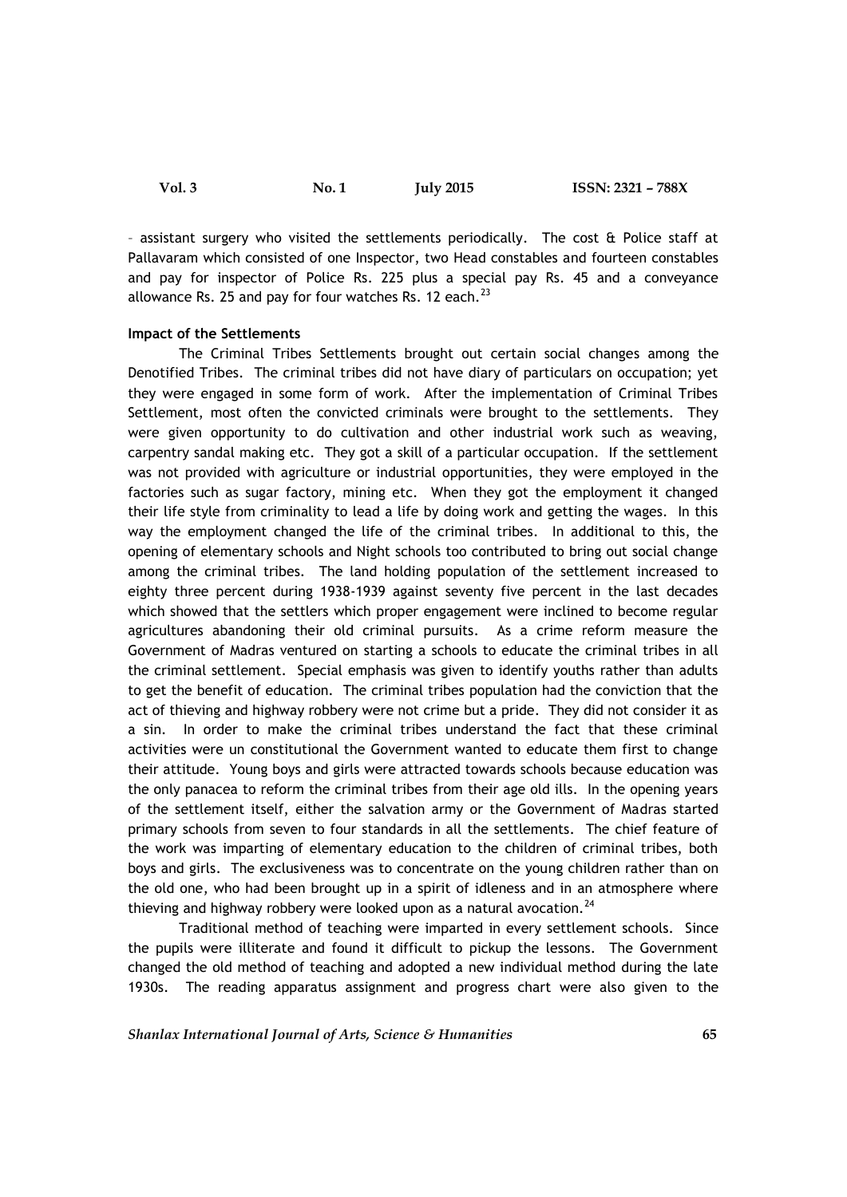– assistant surgery who visited the settlements periodically. The cost & Police staff at Pallavaram which consisted of one Inspector, two Head constables and fourteen constables and pay for inspector of Police Rs. 225 plus a special pay Rs. 45 and a conveyance allowance Rs. 25 and pay for four watches Rs. 12 each.[23]

**Impact of the Settlements**

The Criminal Tribes Settlements brought out certain social changes among the Denotified Tribes. The criminal tribes did not have diary of particulars on occupation; yet they were engaged in some form of work. After the implementation of Criminal Tribes Settlement, most often the convicted criminals were brought to the settlements. They were given opportunity to do cultivation and other industrial work such as weaving, carpentry sandal making etc. They got a skill of a particular occupation. If the settlement was not provided with agriculture or industrial opportunities, they were employed in the factories such as sugar factory, mining etc. When they got the employment it changed their life style from criminality to lead a life by doing work and getting the wages. In this way the employment changed the life of the criminal tribes. In additional to this, the opening of elementary schools and Night schools too contributed to bring out social change among the criminal tribes. The land holding population of the settlement increased to eighty three percent during 1938-1939 against seventy five percent in the last decades which showed that the settlers which proper engagement were inclined to become regular agricultures abandoning their old criminal pursuits. As a crime reform measure the Government of Madras ventured on starting a schools to educate the criminal tribes in all the criminal settlement. Special emphasis was given to identify youths rather than adults to get the benefit of education. The criminal tribes population had the conviction that the act of thieving and highway robbery were not crime but a pride. They did not consider it as a sin. In order to make the criminal tribes understand the fact that these criminal activities were un constitutional the Government wanted to educate them first to change their attitude. Young boys and girls were attracted towards schools because education was the only panacea to reform the criminal tribes from their age old ills. In the opening years of the settlement itself, either the salvation army or the Government of Madras started primary schools from seven to four standards in all the settlements. The chief feature of the work was imparting of elementary education to the children of criminal tribes, both boys and girls. The exclusiveness was to concentrate on the young children rather than on the old one, who had been brought up in a spirit of idleness and in an atmosphere where thieving and highway robbery were looked upon as a natural avocation.[24]

Traditional method of teaching were imparted in every settlement schools. Since the pupils were illiterate and found it difficult to pickup the lessons. The Government changed the old method of teaching and adopted a new individual method during the late 1930s. The reading apparatus assignment and progress chart were also given to the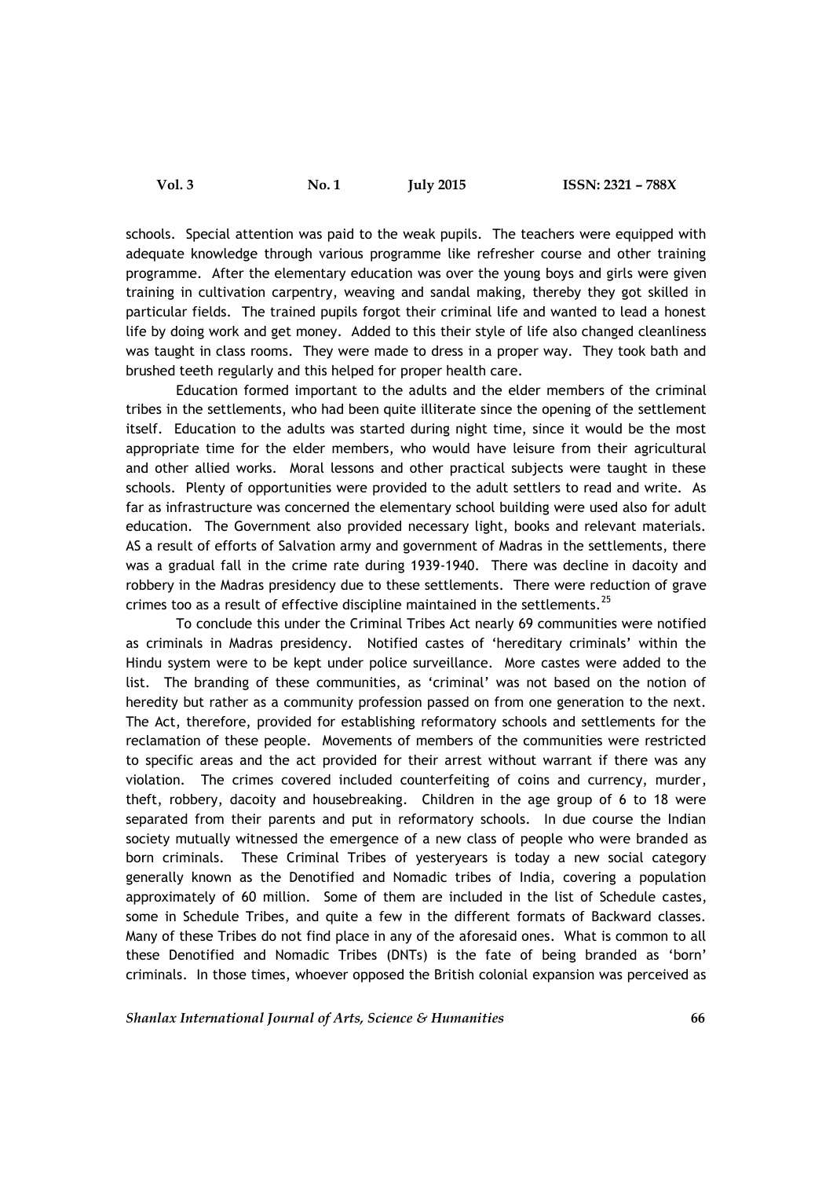schools. Special attention was paid to the weak pupils. The teachers were equipped with adequate knowledge through various programme like refresher course and other training programme. After the elementary education was over the young boys and girls were given training in cultivation carpentry, weaving and sandal making, thereby they got skilled in particular fields. The trained pupils forgot their criminal life and wanted to lead a honest life by doing work and get money. Added to this their style of life also changed cleanliness was taught in class rooms. They were made to dress in a proper way. They took bath and brushed teeth regularly and this helped for proper health care.

Education formed important to the adults and the elder members of the criminal tribes in the settlements, who had been quite illiterate since the opening of the settlement itself. Education to the adults was started during night time, since it would be the most appropriate time for the elder members, who would have leisure from their agricultural and other allied works. Moral lessons and other practical subjects were taught in these schools. Plenty of opportunities were provided to the adult settlers to read and write. As far as infrastructure was concerned the elementary school building were used also for adult education. The Government also provided necessary light, books and relevant materials. AS a result of efforts of Salvation army and government of Madras in the settlements, there was a gradual fall in the crime rate during 1939-1940. There was decline in dacoity and robbery in the Madras presidency due to these settlements. There were reduction of grave crimes too as a result of effective discipline maintained in the settlements.[25]

To conclude this under the Criminal Tribes Act nearly 69 communities were notified as criminals in Madras presidency. Notified castes of 'hereditary criminals' within the Hindu system were to be kept under police surveillance. More castes were added to the list. The branding of these communities, as 'criminal' was not based on the notion of heredity but rather as a community profession passed on from one generation to the next. The Act, therefore, provided for establishing reformatory schools and settlements for the reclamation of these people. Movements of members of the communities were restricted to specific areas and the act provided for their arrest without warrant if there was any violation. The crimes covered included counterfeiting of coins and currency, murder, theft, robbery, dacoity and housebreaking. Children in the age group of 6 to 18 were separated from their parents and put in reformatory schools. In due course the Indian society mutually witnessed the emergence of a new class of people who were branded as born criminals. These Criminal Tribes of yesteryears is today a new social category generally known as the Denotified and Nomadic tribes of India, covering a population approximately of 60 million. Some of them are included in the list of Schedule castes, some in Schedule Tribes, and quite a few in the different formats of Backward classes. Many of these Tribes do not find place in any of the aforesaid ones. What is common to all these Denotified and Nomadic Tribes (DNTs) is the fate of being branded as 'born' criminals. In those times, whoever opposed the British colonial expansion was perceived as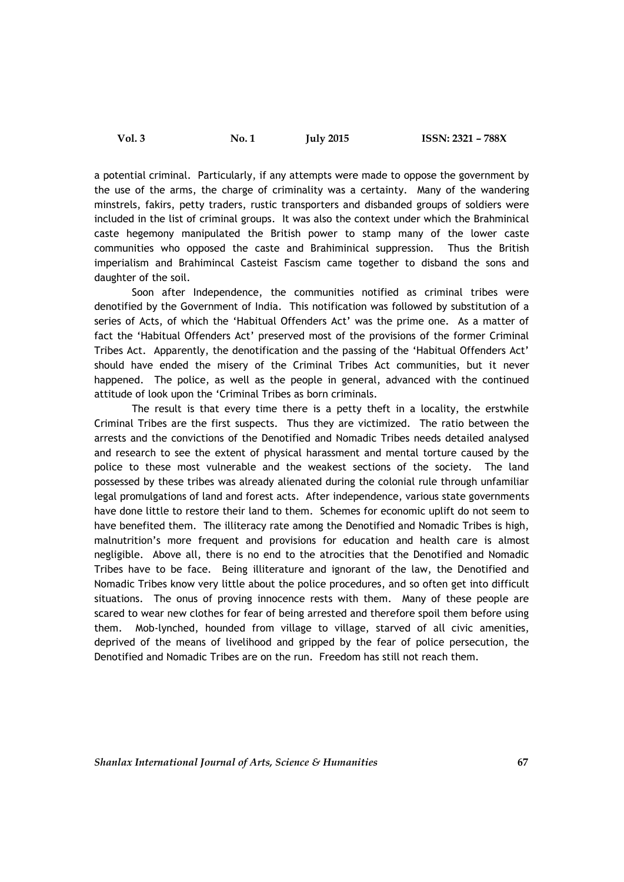a potential criminal. Particularly, if any attempts were made to oppose the government by the use of the arms, the charge of criminality was a certainty. Many of the wandering minstrels, fakirs, petty traders, rustic transporters and disbanded groups of soldiers were included in the list of criminal groups. It was also the context under which the Brahminical caste hegemony manipulated the British power to stamp many of the lower caste communities who opposed the caste and Brahiminical suppression. Thus the British imperialism and Brahimincal Casteist Fascism came together to disband the sons and daughter of the soil.

Soon after Independence, the communities notified as criminal tribes were denotified by the Government of India. This notification was followed by substitution of a series of Acts, of which the 'Habitual Offenders Act' was the prime one. As a matter of fact the 'Habitual Offenders Act' preserved most of the provisions of the former Criminal Tribes Act. Apparently, the denotification and the passing of the 'Habitual Offenders Act' should have ended the misery of the Criminal Tribes Act communities, but it never happened. The police, as well as the people in general, advanced with the continued attitude of look upon the 'Criminal Tribes as born criminals.

The result is that every time there is a petty theft in a locality, the erstwhile Criminal Tribes are the first suspects. Thus they are victimized. The ratio between the arrests and the convictions of the Denotified and Nomadic Tribes needs detailed analysed and research to see the extent of physical harassment and mental torture caused by the police to these most vulnerable and the weakest sections of the society. The land possessed by these tribes was already alienated during the colonial rule through unfamiliar legal promulgations of land and forest acts. After independence, various state governments have done little to restore their land to them. Schemes for economic uplift do not seem to have benefited them. The illiteracy rate among the Denotified and Nomadic Tribes is high, malnutrition's more frequent and provisions for education and health care is almost negligible. Above all, there is no end to the atrocities that the Denotified and Nomadic Tribes have to be face. Being illiterature and ignorant of the law, the Denotified and Nomadic Tribes know very little about the police procedures, and so often get into difficult situations. The onus of proving innocence rests with them. Many of these people are scared to wear new clothes for fear of being arrested and therefore spoil them before using them. Mob-lynched, hounded from village to village, starved of all civic amenities, deprived of the means of livelihood and gripped by the fear of police persecution, the Denotified and Nomadic Tribes are on the run. Freedom has still not reach them.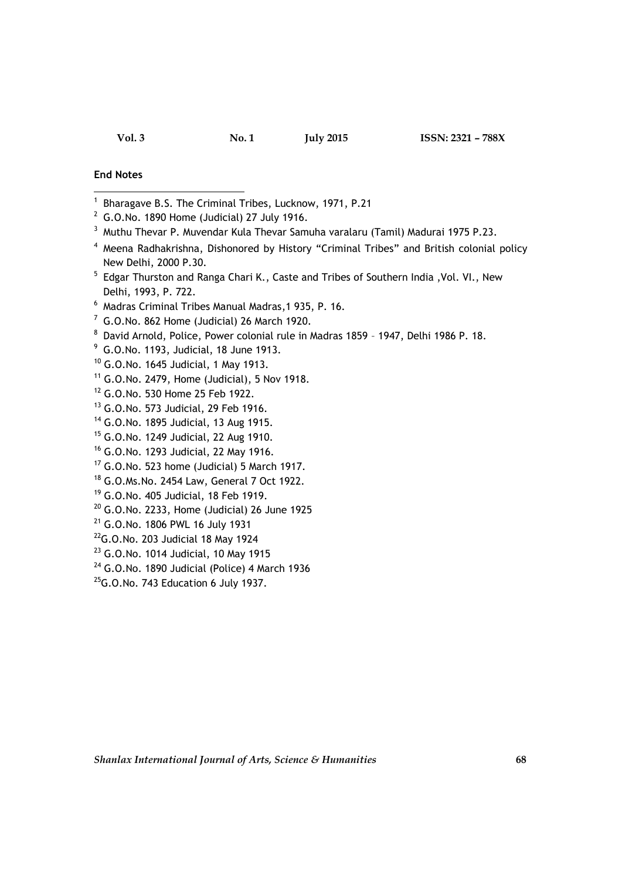**End Notes**

[1] Bharagave B.S. The Criminal Tribes, Lucknow, 1971, P.21

[2] G.O.No. 1890 Home (Judicial) 27 July 1916.

[3] Muthu Thevar P. Muvendar Kula Thevar Samuha varalaru (Tamil) Madurai 1975 P.23.

[4] Meena Radhakrishna, Dishonored by History "Criminal Tribes" and British colonial policy New Delhi, 2000 P.30.

[5] Edgar Thurston and Ranga Chari K., Caste and Tribes of Southern India ,Vol. VI., New Delhi, 1993, P. 722.

[6] Madras Criminal Tribes Manual Madras,1 935, P. 16.

[7] G.O.No. 862 Home (Judicial) 26 March 1920.

[8] David Arnold, Police, Power colonial rule in Madras 1859 – 1947, Delhi 1986 P. 18.

[9] G.O.No. 1193, Judicial, 18 June 1913.

[10] G.O.No. 1645 Judicial, 1 May 1913.

[11] G.O.No. 2479, Home (Judicial), 5 Nov 1918.

[12] G.O.No. 530 Home 25 Feb 1922.

[13] G.O.No. 573 Judicial, 29 Feb 1916.

[14] G.O.No. 1895 Judicial, 13 Aug 1915.

[15] G.O.No. 1249 Judicial, 22 Aug 1910.

[16] G.O.No. 1293 Judicial, 22 May 1916.

[17] G.O.No. 523 home (Judicial) 5 March 1917.

[18] G.O.Ms.No. 2454 Law, General 7 Oct 1922.

[19] G.O.No. 405 Judicial, 18 Feb 1919.

[20] G.O.No. 2233, Home (Judicial) 26 June 1925

[21] G.O.No. 1806 PWL 16 July 1931

[22] G.O.No. 203 Judicial 18 May 1924

[23] G.O.No. 1014 Judicial, 10 May 1915

[24] G.O.No. 1890 Judicial (Police) 4 March 1936

[25] G.O.No. 743 Education 6 July 1937.